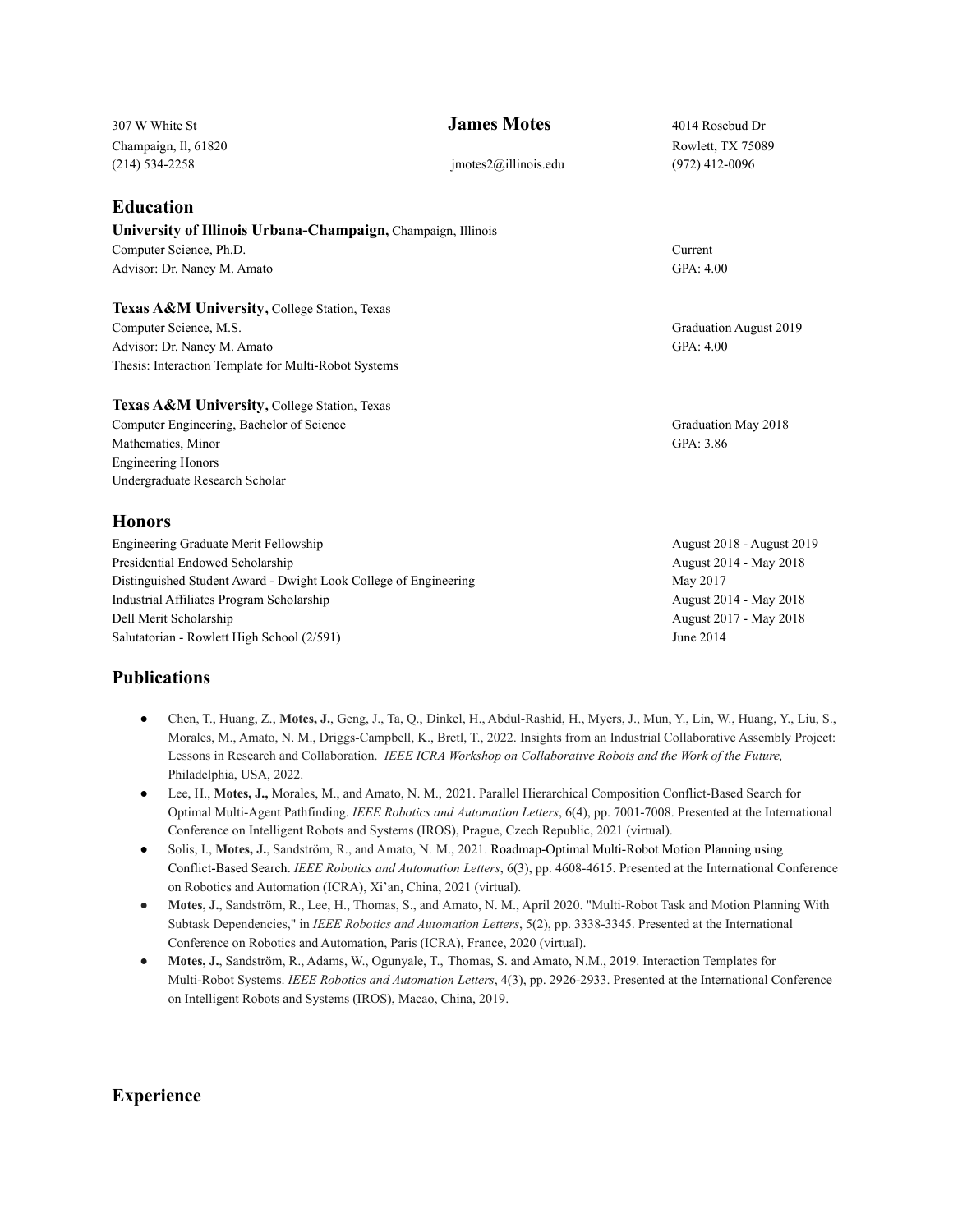307 W White St
Champaign, Il, 61820
(214) 534-2258

# James Motes

jmotes2@illinois.edu

4014 Rosebud Dr
Rowlett, TX 75089
(972) 412-0096

## Education

**University of Illinois Urbana-Champaign,** Champaign, Illinois
Computer Science, Ph.D. — Current
Advisor: Dr. Nancy M. Amato — GPA: 4.00

**Texas A&M University,** College Station, Texas
Computer Science, M.S. — Graduation August 2019
Advisor: Dr. Nancy M. Amato — GPA: 4.00
Thesis: Interaction Template for Multi-Robot Systems

**Texas A&M University,** College Station, Texas
Computer Engineering, Bachelor of Science — Graduation May 2018
Mathematics, Minor — GPA: 3.86
Engineering Honors
Undergraduate Research Scholar

## Honors

| | |
|---|---|
| Engineering Graduate Merit Fellowship | August 2018 - August 2019 |
| Presidential Endowed Scholarship | August 2014 - May 2018 |
| Distinguished Student Award - Dwight Look College of Engineering | May 2017 |
| Industrial Affiliates Program Scholarship | August 2014 - May 2018 |
| Dell Merit Scholarship | August 2017 - May 2018 |
| Salutatorian - Rowlett High School (2/591) | June 2014 |

## Publications

- Chen, T., Huang, Z., **Motes, J.**, Geng, J., Ta, Q., Dinkel, H., Abdul-Rashid, H., Myers, J., Mun, Y., Lin, W., Huang, Y., Liu, S., Morales, M., Amato, N. M., Driggs-Campbell, K., Bretl, T., 2022. Insights from an Industrial Collaborative Assembly Project: Lessons in Research and Collaboration. *IEEE ICRA Workshop on Collaborative Robots and the Work of the Future,* Philadelphia, USA, 2022.
- Lee, H., **Motes, J.,** Morales, M., and Amato, N. M., 2021. Parallel Hierarchical Composition Conflict-Based Search for Optimal Multi-Agent Pathfinding. *IEEE Robotics and Automation Letters*, 6(4), pp. 7001-7008. Presented at the International Conference on Intelligent Robots and Systems (IROS), Prague, Czech Republic, 2021 (virtual).
- Solis, I., **Motes, J.**, Sandström, R., and Amato, N. M., 2021. Roadmap-Optimal Multi-Robot Motion Planning using Conflict-Based Search. *IEEE Robotics and Automation Letters*, 6(3), pp. 4608-4615. Presented at the International Conference on Robotics and Automation (ICRA), Xi'an, China, 2021 (virtual).
- **Motes, J.**, Sandström, R., Lee, H., Thomas, S., and Amato, N. M., April 2020. "Multi-Robot Task and Motion Planning With Subtask Dependencies," in *IEEE Robotics and Automation Letters*, 5(2), pp. 3338-3345. Presented at the International Conference on Robotics and Automation, Paris (ICRA), France, 2020 (virtual).
- **Motes, J.**, Sandström, R., Adams, W., Ogunyale, T., Thomas, S. and Amato, N.M., 2019. Interaction Templates for Multi-Robot Systems. *IEEE Robotics and Automation Letters*, 4(3), pp. 2926-2933. Presented at the International Conference on Intelligent Robots and Systems (IROS), Macao, China, 2019.

## Experience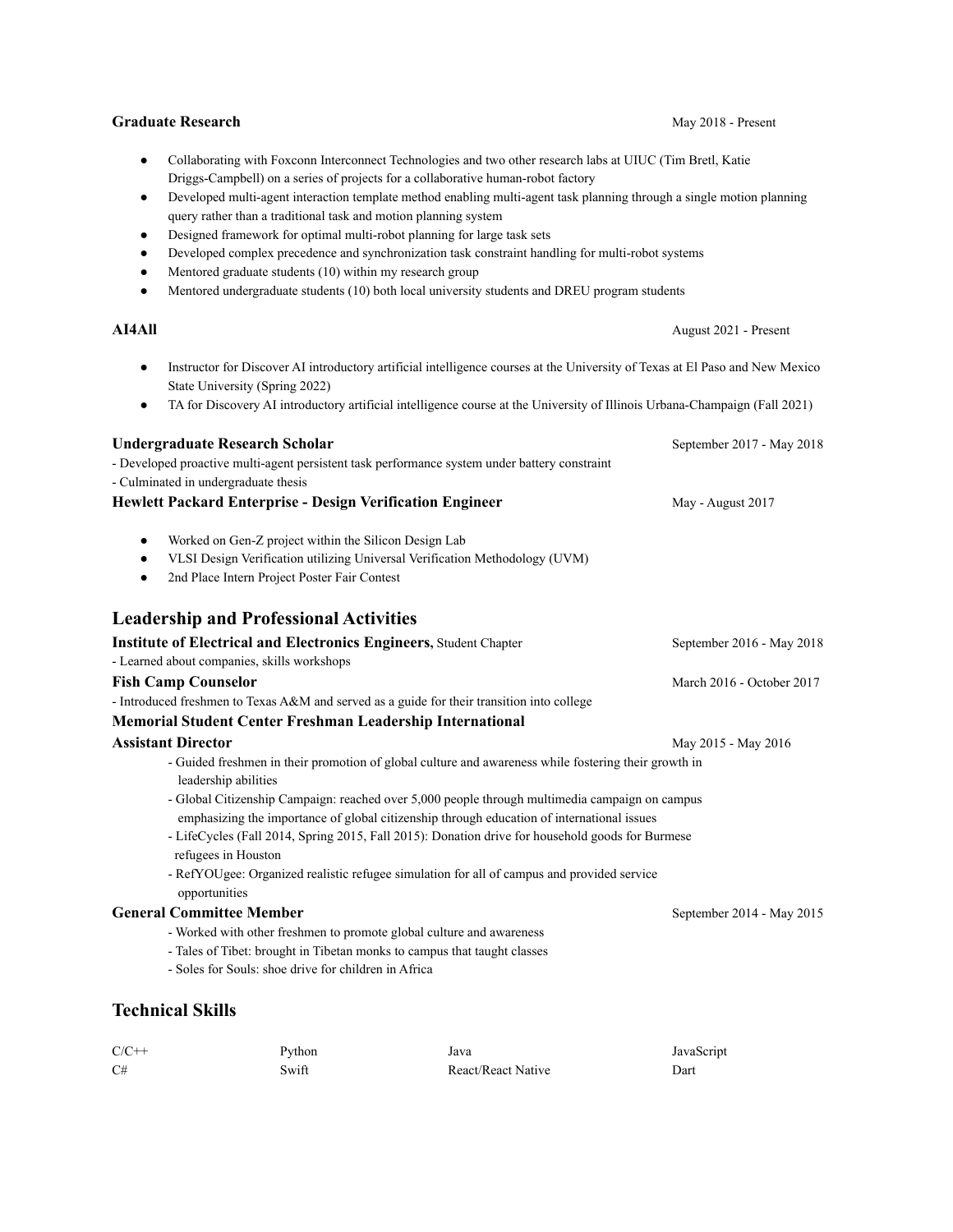**Graduate Research** May 2018 - Present

- Collaborating with Foxconn Interconnect Technologies and two other research labs at UIUC (Tim Bretl, Katie Driggs-Campbell) on a series of projects for a collaborative human-robot factory
- Developed multi-agent interaction template method enabling multi-agent task planning through a single motion planning query rather than a traditional task and motion planning system
- Designed framework for optimal multi-robot planning for large task sets
- Developed complex precedence and synchronization task constraint handling for multi-robot systems
- Mentored graduate students (10) within my research group
- Mentored undergraduate students (10) both local university students and DREU program students

**AI4All** August 2021 - Present

- Instructor for Discover AI introductory artificial intelligence courses at the University of Texas at El Paso and New Mexico State University (Spring 2022)
- TA for Discovery AI introductory artificial intelligence course at the University of Illinois Urbana-Champaign (Fall 2021)

**Undergraduate Research Scholar** September 2017 - May 2018

- Developed proactive multi-agent persistent task performance system under battery constraint
- Culminated in undergraduate thesis

**Hewlett Packard Enterprise - Design Verification Engineer** May - August 2017

- Worked on Gen-Z project within the Silicon Design Lab
- VLSI Design Verification utilizing Universal Verification Methodology (UVM)
- 2nd Place Intern Project Poster Fair Contest

## Leadership and Professional Activities

**Institute of Electrical and Electronics Engineers,** Student Chapter September 2016 - May 2018

- Learned about companies, skills workshops

**Fish Camp Counselor** March 2016 - October 2017

- Introduced freshmen to Texas A&M and served as a guide for their transition into college

**Memorial Student Center Freshman Leadership International**

**Assistant Director** May 2015 - May 2016

- Guided freshmen in their promotion of global culture and awareness while fostering their growth in leadership abilities
- Global Citizenship Campaign: reached over 5,000 people through multimedia campaign on campus emphasizing the importance of global citizenship through education of international issues
- LifeCycles (Fall 2014, Spring 2015, Fall 2015): Donation drive for household goods for Burmese refugees in Houston
- RefYOUgee: Organized realistic refugee simulation for all of campus and provided service opportunities

**General Committee Member** September 2014 - May 2015

- Worked with other freshmen to promote global culture and awareness
- Tales of Tibet: brought in Tibetan monks to campus that taught classes
- Soles for Souls: shoe drive for children in Africa

## Technical Skills

| | | | |
|---|---|---|---|
| C/C++ | Python | Java | JavaScript |
| C# | Swift | React/React Native | Dart |